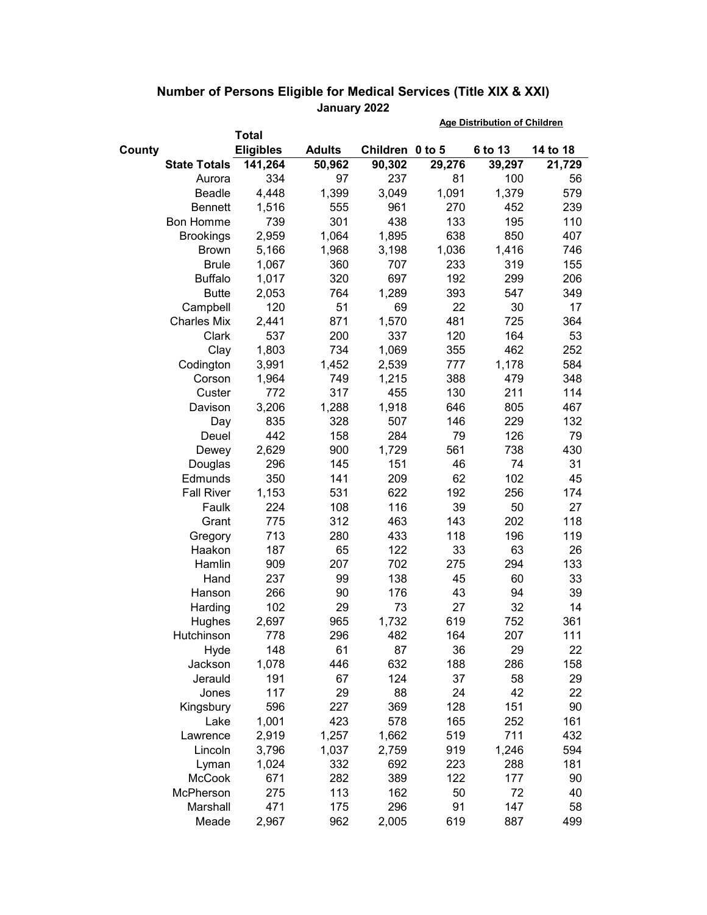## Number of Persons Eligible for Medical Services (Title XIX & XXI)

**January 2022**

| County | Total Eligibles | Adults | Children | Age Distribution of Children 0 to 5 | 6 to 13 | 14 to 18 |
|---|---|---|---|---|---|---|
| **State Totals** | **141,264** | **50,962** | **90,302** | **29,276** | **39,297** | **21,729** |
| Aurora | 334 | 97 | 237 | 81 | 100 | 56 |
| Beadle | 4,448 | 1,399 | 3,049 | 1,091 | 1,379 | 579 |
| Bennett | 1,516 | 555 | 961 | 270 | 452 | 239 |
| Bon Homme | 739 | 301 | 438 | 133 | 195 | 110 |
| Brookings | 2,959 | 1,064 | 1,895 | 638 | 850 | 407 |
| Brown | 5,166 | 1,968 | 3,198 | 1,036 | 1,416 | 746 |
| Brule | 1,067 | 360 | 707 | 233 | 319 | 155 |
| Buffalo | 1,017 | 320 | 697 | 192 | 299 | 206 |
| Butte | 2,053 | 764 | 1,289 | 393 | 547 | 349 |
| Campbell | 120 | 51 | 69 | 22 | 30 | 17 |
| Charles Mix | 2,441 | 871 | 1,570 | 481 | 725 | 364 |
| Clark | 537 | 200 | 337 | 120 | 164 | 53 |
| Clay | 1,803 | 734 | 1,069 | 355 | 462 | 252 |
| Codington | 3,991 | 1,452 | 2,539 | 777 | 1,178 | 584 |
| Corson | 1,964 | 749 | 1,215 | 388 | 479 | 348 |
| Custer | 772 | 317 | 455 | 130 | 211 | 114 |
| Davison | 3,206 | 1,288 | 1,918 | 646 | 805 | 467 |
| Day | 835 | 328 | 507 | 146 | 229 | 132 |
| Deuel | 442 | 158 | 284 | 79 | 126 | 79 |
| Dewey | 2,629 | 900 | 1,729 | 561 | 738 | 430 |
| Douglas | 296 | 145 | 151 | 46 | 74 | 31 |
| Edmunds | 350 | 141 | 209 | 62 | 102 | 45 |
| Fall River | 1,153 | 531 | 622 | 192 | 256 | 174 |
| Faulk | 224 | 108 | 116 | 39 | 50 | 27 |
| Grant | 775 | 312 | 463 | 143 | 202 | 118 |
| Gregory | 713 | 280 | 433 | 118 | 196 | 119 |
| Haakon | 187 | 65 | 122 | 33 | 63 | 26 |
| Hamlin | 909 | 207 | 702 | 275 | 294 | 133 |
| Hand | 237 | 99 | 138 | 45 | 60 | 33 |
| Hanson | 266 | 90 | 176 | 43 | 94 | 39 |
| Harding | 102 | 29 | 73 | 27 | 32 | 14 |
| Hughes | 2,697 | 965 | 1,732 | 619 | 752 | 361 |
| Hutchinson | 778 | 296 | 482 | 164 | 207 | 111 |
| Hyde | 148 | 61 | 87 | 36 | 29 | 22 |
| Jackson | 1,078 | 446 | 632 | 188 | 286 | 158 |
| Jerauld | 191 | 67 | 124 | 37 | 58 | 29 |
| Jones | 117 | 29 | 88 | 24 | 42 | 22 |
| Kingsbury | 596 | 227 | 369 | 128 | 151 | 90 |
| Lake | 1,001 | 423 | 578 | 165 | 252 | 161 |
| Lawrence | 2,919 | 1,257 | 1,662 | 519 | 711 | 432 |
| Lincoln | 3,796 | 1,037 | 2,759 | 919 | 1,246 | 594 |
| Lyman | 1,024 | 332 | 692 | 223 | 288 | 181 |
| McCook | 671 | 282 | 389 | 122 | 177 | 90 |
| McPherson | 275 | 113 | 162 | 50 | 72 | 40 |
| Marshall | 471 | 175 | 296 | 91 | 147 | 58 |
| Meade | 2,967 | 962 | 2,005 | 619 | 887 | 499 |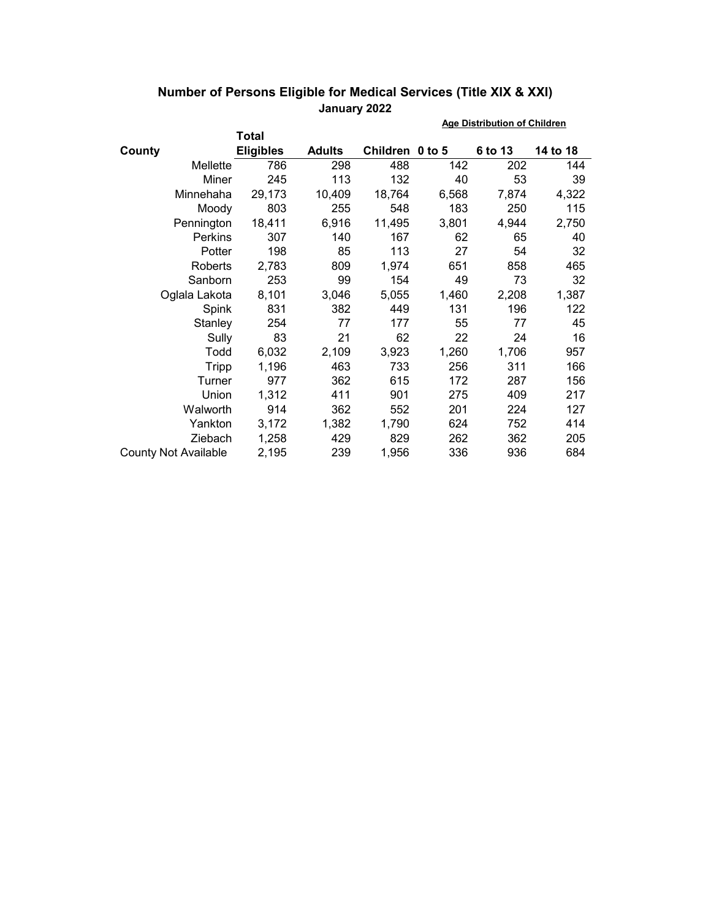## Number of Persons Eligible for Medical Services (Title XIX & XXI)

### January 2022

| County | Total Eligibles | Adults | Children | Age Distribution of Children | | |
|---|---|---|---|---|---|---|
| | | | | 0 to 5 | 6 to 13 | 14 to 18 |
| Mellette | 786 | 298 | 488 | 142 | 202 | 144 |
| Miner | 245 | 113 | 132 | 40 | 53 | 39 |
| Minnehaha | 29,173 | 10,409 | 18,764 | 6,568 | 7,874 | 4,322 |
| Moody | 803 | 255 | 548 | 183 | 250 | 115 |
| Pennington | 18,411 | 6,916 | 11,495 | 3,801 | 4,944 | 2,750 |
| Perkins | 307 | 140 | 167 | 62 | 65 | 40 |
| Potter | 198 | 85 | 113 | 27 | 54 | 32 |
| Roberts | 2,783 | 809 | 1,974 | 651 | 858 | 465 |
| Sanborn | 253 | 99 | 154 | 49 | 73 | 32 |
| Oglala Lakota | 8,101 | 3,046 | 5,055 | 1,460 | 2,208 | 1,387 |
| Spink | 831 | 382 | 449 | 131 | 196 | 122 |
| Stanley | 254 | 77 | 177 | 55 | 77 | 45 |
| Sully | 83 | 21 | 62 | 22 | 24 | 16 |
| Todd | 6,032 | 2,109 | 3,923 | 1,260 | 1,706 | 957 |
| Tripp | 1,196 | 463 | 733 | 256 | 311 | 166 |
| Turner | 977 | 362 | 615 | 172 | 287 | 156 |
| Union | 1,312 | 411 | 901 | 275 | 409 | 217 |
| Walworth | 914 | 362 | 552 | 201 | 224 | 127 |
| Yankton | 3,172 | 1,382 | 1,790 | 624 | 752 | 414 |
| Ziebach | 1,258 | 429 | 829 | 262 | 362 | 205 |
| County Not Available | 2,195 | 239 | 1,956 | 336 | 936 | 684 |